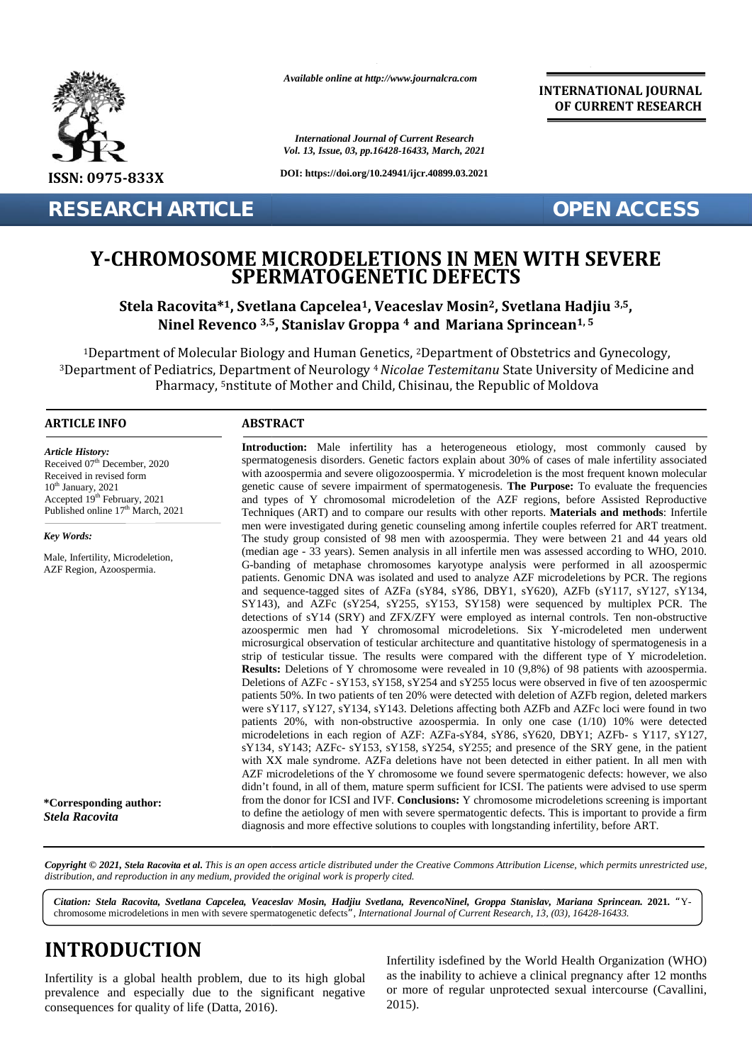RESEARCH ARTICLE

OPEN ACCESS

# Y-CHROMOSOME MICRODELETIONS IN MEN WITH SEVERE SPERMATOGENETIC DEFECTS

**Stela Racovita*[1], Svetlana Capcelea[1], Veaceslav Mosin[2], Svetlana Hadjiu [3,5], Ninel Revenco [3,5], Stanislav Groppa [4] and Mariana Sprincean[1, 5]**

[1]Department of Molecular Biology and Human Genetics, [2]Department of Obstetrics and Gynecology, [3]Department of Pediatrics, Department of Neurology [4] *Nicolae Testemitanu* State University of Medicine and Pharmacy, [5]nstitute of Mother and Child, Chisinau, the Republic of Moldova

## ARTICLE INFO

*Article History:*
Received 07th December, 2020
Received in revised form
10th January, 2021
Accepted 19th February, 2021
Published online 17th March, 2021

*Key Words:*

Male, Infertility, Microdeletion, AZF Region, Azoospermia.

**\*Corresponding author:**
***Stela Racovita***

## ABSTRACT

**Introduction:** Male infertility has a heterogeneous etiology, most commonly caused by spermatogenesis disorders. Genetic factors explain about 30% of cases of male infertility associated with azoospermia and severe oligozoospermia. Y microdeletion is the most frequent known molecular genetic cause of severe impairment of spermatogenesis. **The Purpose:** To evaluate the frequencies and types of Y chromosomal microdeletion of the AZF regions, before Assisted Reproductive Techniques (ART) and to compare our results with other reports. **Materials and methods**: Infertile men were investigated during genetic counseling among infertile couples referred for ART treatment. The study group consisted of 98 men with azoospermia. They were between 21 and 44 years old (median age - 33 years). Semen analysis in all infertile men was assessed according to WHO, 2010. G-banding of metaphase chromosomes karyotype analysis were performed in all azoospermic patients. Genomic DNA was isolated and used to analyze AZF microdeletions by PCR. The regions and sequence-tagged sites of AZFa (sY84, sY86, DBY1, sY620), AZFb (sY117, sY127, sY134, SY143), and AZFc (sY254, sY255, sY153, SY158) were sequenced by multiplex PCR. The detections of sY14 (SRY) and ZFX/ZFY were employed as internal controls. Ten non-obstructive azoospermic men had Y chromosomal microdeletions. Six Y-microdeleted men underwent microsurgical observation of testicular architecture and quantitative histology of spermatogenesis in a strip of testicular tissue. The results were compared with the different type of Y microdeletion. **Results:** Deletions of Y chromosome were revealed in 10 (9,8%) of 98 patients with azoospermia. Deletions of AZFc - sY153, sY158, sY254 and sY255 locus were observed in five of ten azoospermic patients 50%. In two patients of ten 20% were detected with deletion of AZFb region, deleted markers were sY117, sY127, sY134, sY143. Deletions affecting both AZFb and AZFc loci were found in two patients 20%, with non-obstructive azoospermia. In only one case (1/10) 10% were detected microdeletions in each region of AZF: AZFa-sY84, sY86, sY620, DBY1; AZFb- s Y117, sY127, sY134, sY143; AZFc- sY153, sY158, sY254, sY255; and presence of the SRY gene, in the patient with XX male syndrome. AZFa deletions have not been detected in either patient. In all men with AZF microdeletions of the Y chromosome we found severe spermatogenic defects: however, we also didn't found, in all of them, mature sperm sufficient for ICSI. The patients were advised to use sperm from the donor for ICSI and IVF. **Conclusions:** Y chromosome microdeletions screening is important to define the aetiology of men with severe spermatogentic defects. This is important to provide a firm diagnosis and more effective solutions to couples with longstanding infertility, before ART.

***Copyright © 2021, Stela Racovita et al.*** *This is an open access article distributed under the Creative Commons Attribution License, which permits unrestricted use, distribution, and reproduction in any medium, provided the original work is properly cited.*

***Citation: Stela Racovita, Svetlana Capcelea, Veaceslav Mosin, Hadjiu Svetlana, RevencoNinel, Groppa Stanislav, Mariana Sprincean.* 2021.** "Y-chromosome microdeletions in men with severe spermatogenetic defects", *International Journal of Current Research, 13, (03), 16428-16433.*

# INTRODUCTION

Infertility is a global health problem, due to its high global prevalence and especially due to the significant negative consequences for quality of life (Datta, 2016).

Infertility isdefined by the World Health Organization (WHO) as the inability to achieve a clinical pregnancy after 12 months or more of regular unprotected sexual intercourse (Cavallini, 2015).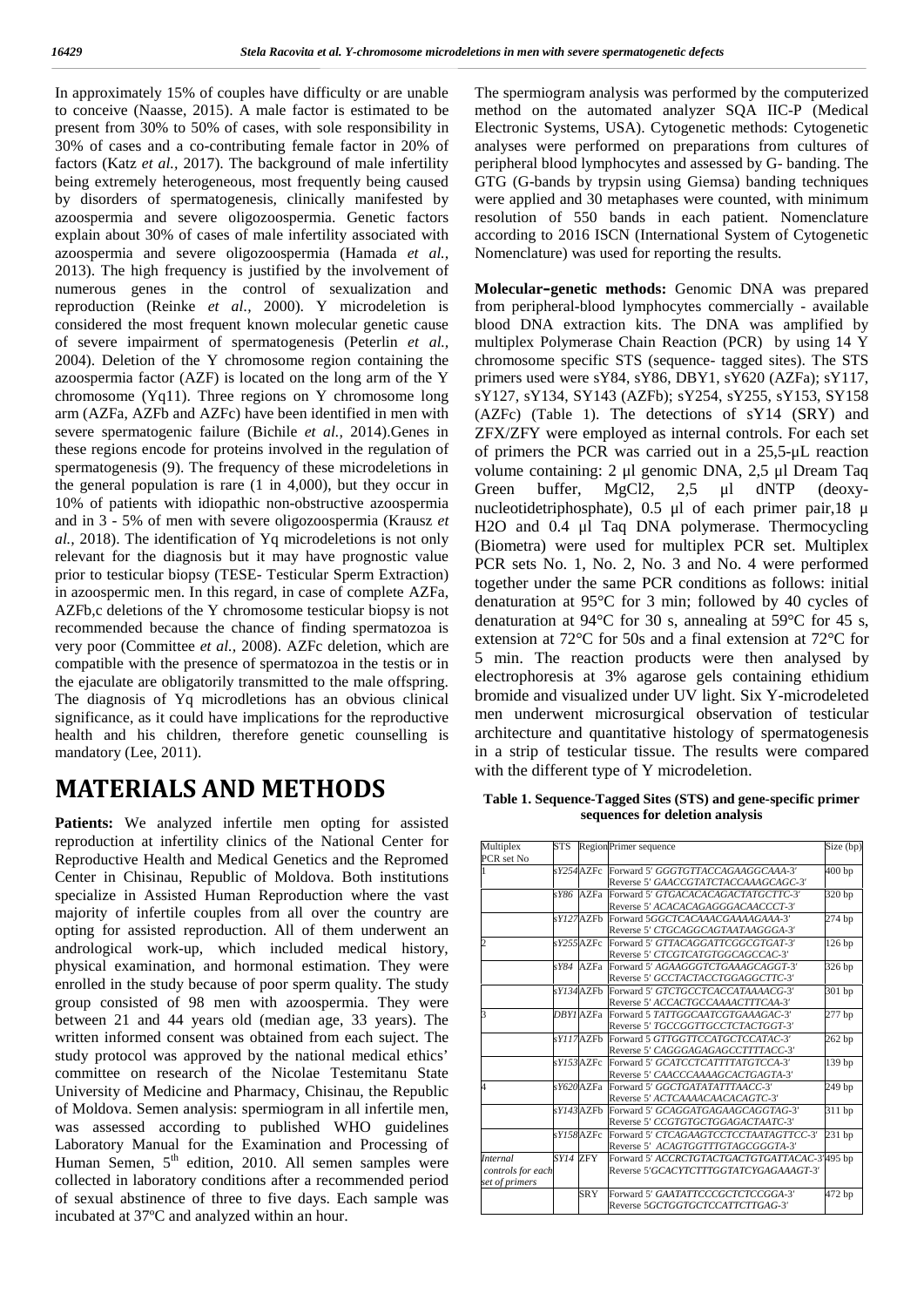In approximately 15% of couples have difficulty or are unable to conceive (Naasse, 2015). A male factor is estimated to be present from 30% to 50% of cases, with sole responsibility in 30% of cases and a co-contributing female factor in 20% of factors (Katz *et al.,* 2017). The background of male infertility being extremely heterogeneous, most frequently being caused by disorders of spermatogenesis, clinically manifested by azoospermia and severe oligozoospermia. Genetic factors explain about 30% of cases of male infertility associated with azoospermia and severe oligozoospermia (Hamada *et al.,* 2013). The high frequency is justified by the involvement of numerous genes in the control of sexualization and reproduction (Reinke *et al.,* 2000). Y microdeletion is considered the most frequent known molecular genetic cause of severe impairment of spermatogenesis (Peterlin *et al.,* 2004). Deletion of the Y chromosome region containing the azoospermia factor (AZF) is located on the long arm of the Y chromosome (Yq11). Three regions on Y chromosome long arm (AZFa, AZFb and AZFc) have been identified in men with severe spermatogenic failure (Bichile *et al.,* 2014).Genes in these regions encode for proteins involved in the regulation of spermatogenesis (9). The frequency of these microdeletions in the general population is rare (1 in 4,000), but they occur in 10% of patients with idiopathic non-obstructive azoospermia and in 3 - 5% of men with severe oligozoospermia (Krausz *et al.,* 2018). The identification of Yq microdeletions is not only relevant for the diagnosis but it may have prognostic value prior to testicular biopsy (TESE- Testicular Sperm Extraction) in azoospermic men. In this regard, in case of complete AZFa, AZFb,c deletions of the Y chromosome testicular biopsy is not recommended because the chance of finding spermatozoa is very poor (Committee *et al.,* 2008). AZFc deletion, which are compatible with the presence of spermatozoa in the testis or in the ejaculate are obligatorily transmitted to the male offspring. The diagnosis of Yq microdletions has an obvious clinical significance, as it could have implications for the reproductive health and his children, therefore genetic counselling is mandatory (Lee, 2011).

# MATERIALS AND METHODS

**Patients:** We analyzed infertile men opting for assisted reproduction at infertility clinics of the National Center for Reproductive Health and Medical Genetics and the Repromed Center in Chisinau, Republic of Moldova. Both institutions specialize in Assisted Human Reproduction where the vast majority of infertile couples from all over the country are opting for assisted reproduction. All of them underwent an andrological work-up, which included medical history, physical examination, and hormonal estimation. They were enrolled in the study because of poor sperm quality. The study group consisted of 98 men with azoospermia. They were between 21 and 44 years old (median age, 33 years). The written informed consent was obtained from each suject. The study protocol was approved by the national medical ethics' committee on research of the Nicolae Testemitanu State University of Medicine and Pharmacy, Chisinau, the Republic of Moldova. Semen analysis: spermiogram in all infertile men, was assessed according to published WHO guidelines Laboratory Manual for the Examination and Processing of Human Semen, 5th edition, 2010. All semen samples were collected in laboratory conditions after a recommended period of sexual abstinence of three to five days. Each sample was incubated at 37ºC and analyzed within an hour.

The spermiogram analysis was performed by the computerized method on the automated analyzer SQA IIC-P (Medical Electronic Systems, USA). Cytogenetic methods: Cytogenetic analyses were performed on preparations from cultures of peripheral blood lymphocytes and assessed by G- banding. The GTG (G-bands by trypsin using Giemsa) banding techniques were applied and 30 metaphases were counted, with minimum resolution of 550 bands in each patient. Nomenclature according to 2016 ISCN (International System of Cytogenetic Nomenclature) was used for reporting the results.

**Molecular-genetic methods:** Genomic DNA was prepared from peripheral-blood lymphocytes commercially - available blood DNA extraction kits. The DNA was amplified by multiplex Polymerase Chain Reaction (PCR) by using 14 Y chromosome specific STS (sequence- tagged sites). The STS primers used were sY84, sY86, DBY1, sY620 (AZFa); sY117, sY127, sY134, SY143 (AZFb); sY254, sY255, sY153, SY158 (AZFc) (Table 1). The detections of sY14 (SRY) and ZFX/ZFY were employed as internal controls. For each set of primers the PCR was carried out in a 25,5-μL reaction volume containing: 2 μl genomic DNA, 2,5 μl Dream Taq Green buffer, MgCl2, 2,5 μl dNTP (deoxy-nucleotidetriphosphate), 0.5 μl of each primer pair,18 μ H2O and 0.4 μl Taq DNA polymerase. Thermocycling (Biometra) were used for multiplex PCR set. Multiplex PCR sets No. 1, No. 2, No. 3 and No. 4 were performed together under the same PCR conditions as follows: initial denaturation at 95°C for 3 min; followed by 40 cycles of denaturation at 94°C for 30 s, annealing at 59°C for 45 s, extension at 72°C for 50s and a final extension at 72°C for 5 min. The reaction products were then analysed by electrophoresis at 3% agarose gels containing ethidium bromide and visualized under UV light. Six Y-microdeleted men underwent microsurgical observation of testicular architecture and quantitative histology of spermatogenesis in a strip of testicular tissue. The results were compared with the different type of Y microdeletion.

**Table 1. Sequence-Tagged Sites (STS) and gene-specific primer sequences for deletion analysis**

| Multiplex PCR set No | STS | Region | Primer sequence | Size (bp) |
|---|---|---|---|---|
| 1 | sY254 | AZFc | Forward 5' *GGGTGTTACCAGAAGGCAAA-3'*<br>Reverse 5' *GAACCGTATCTACCAAAGCAGC-3'* | 400 bp |
| | sY86 | AZFa | Forward 5' *GTGACACACAGACTATGCTTC-3'*<br>Reverse 5' *ACACACAGAGGGACAACCCT-3'* | 320 bp |
| | sY127 | AZFb | Forward 5*GGCTCACAAACGAAAAGAAA-3'*<br>Reverse 5' *CTGCAGGCAGTAATAAGGGA-3'* | 274 bp |
| 2 | sY255 | AZFc | Forward 5' *GTTACAGGATTCGGCGTGAT-3'*<br>Reverse 5' *CTCGTCATGTGCAGCCAC-3'* | 126 bp |
| | sY84 | AZFa | Forward 5' *AGAAGGGTCTGAAAGCAGGT-3'*<br>Reverse 5' *GCCTACTACCTGGAGGCTTC-3'* | 326 bp |
| | sY134 | AZFb | Forward 5' *GTCTGCCTCACCATAAAACG-3'*<br>Reverse 5' *ACCACTGCCAAAACTTTCAA-3'* | 301 bp |
| 3 | DBY1 | AZFa | Forward 5 *TATTGGCAATCGTGAAAGAC-3'*<br>Reverse 5' *TGCCGGTTGCCTCTACTGGT-3'* | 277 bp |
| | sY117 | AZFb | Forward 5 *GTTGGTTCCATGCTCCATAC-3'*<br>Reverse 5' *CAGGGAGAGAGCCTTTTACC-3'* | 262 bp |
| | sY153 | AZFc | Forward 5' *GCATCCTCATTTTATGTCCA-3'*<br>Reverse 5' *CAACCCAAAAGCACTGAGTA-3'* | 139 bp |
| 4 | sY620 | AZFa | Forward 5' *GGCTGATATATTTAACC-3'*<br>Reverse 5' *ACTCAAAACAACACAGTC-3'* | 249 bp |
| | sY143 | AZFb | Forward 5' *GCAGGATGAGAAGCAGGTAG-3'*<br>Reverse 5' *CCGTGTGCTGGAGACTAATC-3'* | 311 bp |
| | sY158 | AZFc | Forward 5' *CTCAGAAGTCCTCCTAATAGTTCC-3'*<br>Reverse 5' *ACAGTGGTTTGTAGCGGGTA-3'* | 231 bp |
| *Internal controls for each set of primers* | *SY14* | ZFY | Forward 5' *ACCRCTGTACTGACTGTGATTACAC-3'*<br>Reverse 5'*GCACYTCTTTGGTATCYGAGAAAGT-3'* | 495 bp |
| | | SRY | Forward 5' *GAATATTCCCGCTCTCCGGA-3'*<br>Reverse 5*GCTGGTGCTCCATTCTTGAG-3'* | 472 bp |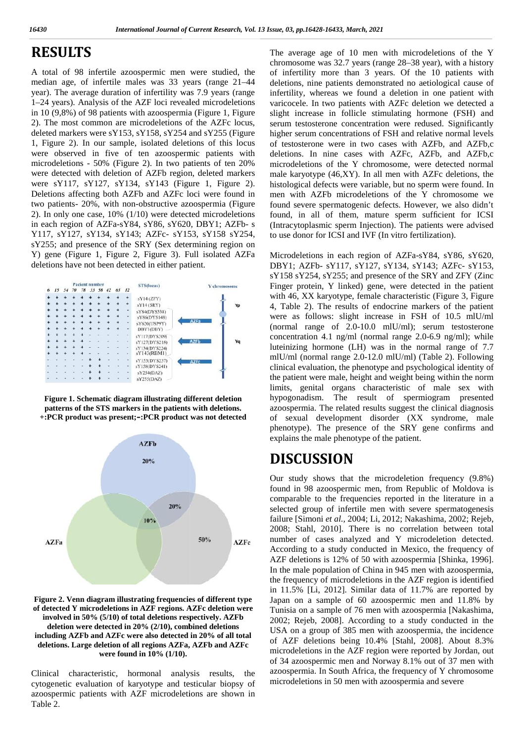# RESULTS

A total of 98 infertile azoospermic men were studied, the median age, of infertile males was 33 years (range 21–44 year). The average duration of infertility was 7.9 years (range 1–24 years). Analysis of the AZF loci revealed microdeletions in 10 (9,8%) of 98 patients with azoospermia (Figure 1, Figure 2). The most common are microdeletions of the AZFc locus, deleted markers were sY153, sY158, sY254 and sY255 (Figure 1, Figure 2). In our sample, isolated deletions of this locus were observed in five of ten azoospermic patients with microdeletions - 50% (Figure 2). In two patients of ten 20% were detected with deletion of AZFb region, deleted markers were sY117, sY127, sY134, sY143 (Figure 1, Figure 2). Deletions affecting both AZFb and AZFc loci were found in two patients- 20%, with non-obstructive azoospermia (Figure 2). In only one case, 10% (1/10) were detected microdeletions in each region of AZFa-sY84, sY86, sY620, DBY1; AZFb- s Y117, sY127, sY134, sY143; AZFc- sY153, sY158 sY254, sY255; and presence of the SRY (Sex determining region on Y) gene (Figure 1, Figure 2, Figure 3). Full isolated AZFa deletions have not been detected in either patient.

| Pacient number | | | | | | | | | | STS(locus) |
|---|---|---|---|---|---|---|---|---|---|---|
| 6 | 15 | 54 | 70 | 78 | 33 | 58 | 42 | 65 | 12 | |
| + | + | + | + | + | + | + | + | + | + | sY14 (ZFY) |
| + | + | + | + | + | + | + | + | + | + | sY14 (SRY) |
| + | + | + | + | + | + | + | + | + | - | sY84(DYS338) |
| + | + | + | + | + | + | + | + | + | - | sY86(DYS148) |
| + | + | + | + | + | + | + | + | + | - | sY620(USP9Y) |
| + | + | + | + | + | + | + | + | + | - | DBY1(DBY) |
| + | + | + | + | + | - | - | - | - | - | sY117(DYS209) |
| + | + | + | + | + | - | - | - | - | - | sY127(DYS218) |
| + | + | + | + | + | - | - | - | - | - | sY134(DYS224) |
| + | + | + | + | + | - | - | - | - | - | sY143(RBM1) |
| - | - | - | - | - | + | + | - | - | - | sY153(DYS237) |
| - | - | - | - | - | + | + | - | - | - | sY158(DYS241) |
| - | - | - | - | - | + | + | - | - | - | sY254(DAZ) |
| - | - | - | - | - | + | + | - | - | - | sY255(DAZ) |

**Figure 1. Schematic diagram illustrating different deletion patterns of the STS markers in the patients with deletions. +:PCR product was present;-:PCR product was not detected**

**Figure 2. Venn diagram illustrating frequencies of different type of detected Y microdeletions in AZF regions. AZFc deletion were involved in 50% (5/10) of total deletions respectively. AZFb deletion were detected in 20% (2/10), combined deletions including AZFb and AZFc were also detected in 20% of all total deletions. Large deletion of all regions AZFa, AZFb and AZFc were found in 10% (1/10).**

Clinical characteristic, hormonal analysis results, the cytogenetic evaluation of karyotype and testicular biopsy of azoospermic patients with AZF microdeletions are shown in Table 2.

The average age of 10 men with microdeletions of the Y chromosome was 32.7 years (range 28–38 year), with a history of infertility more than 3 years. Of the 10 patients with deletions, nine patients demonstrated no aetiological cause of infertility, whereas we found a deletion in one patient with varicocele. In two patients with AZFc deletion we detected a slight increase in follicle stimulating hormone (FSH) and serum testosterone concentration were redused. Significantly higher serum concentrations of FSH and relative normal levels of testosterone were in two cases with AZFb, and AZFb,c deletions. In nine cases with AZFc, AZFb, and AZFb,c microdeletions of the Y chromosome, were detected normal male karyotype (46,XY). In all men with AZFc deletions, the histological defects were variable, but no sperm were found. In men with AZFb microdeletions of the Y chromosome we found severe spermatogenic defects. However, we also didn't found, in all of them, mature sperm sufficient for ICSI (Intracytoplasmic sperm Injection). The patients were advised to use donor for ICSI and IVF (In vitro fertilization).

Microdeletions in each region of AZFa-sY84, sY86, sY620, DBY1; AZFb- sY117, sY127, sY134, sY143; AZFc- sY153, sY158 sY254, sY255; and presence of the SRY and ZFY (Zinc Finger protein, Y linked) gene, were detected in the patient with 46, XX karyotype, female characteristic (Figure 3, Figure 4, Table 2). The results of endocrine markers of the patient were as follows: slight increase in FSH of 10.5 mlU/ml (normal range of 2.0-10.0 mlU/ml); serum testosterone concentration 4.1 ng/ml (normal range 2.0-6.9 ng/ml); while luteinizing hormone (LH) was in the normal range of 7.7 mlU/ml (normal range 2.0-12.0 mlU/ml) (Table 2). Following clinical evaluation, the phenotype and psychological identity of the patient were male, height and weight being within the norm limits, genital organs characteristic of male sex with hypogonadism. The result of spermiogram presented azoospermia. The related results suggest the clinical diagnosis of sexual development disorder (XX syndrome, male phenotype). The presence of the SRY gene confirms and explains the male phenotype of the patient.

# DISCUSSION

Our study shows that the microdeletion frequency (9.8%) found in 98 azoospermic men, from Republic of Moldova is comparable to the frequencies reported in the literature in a selected group of infertile men with severe spermatogenesis failure [Simoni *et al.,* 2004; Li, 2012; Nakashima, 2002; Rejeb, 2008; Stahl, 2010]. There is no correlation between total number of cases analyzed and Y microdeletion detected. According to a study conducted in Mexico, the frequency of AZF deletions is 12% of 50 with azoospermia [Shinka, 1996]. In the male population of China in 945 men with azoospermia, the frequency of microdeletions in the AZF region is identified in 11.5% [Li, 2012]. Similar data of 11.7% are reported by Japan on a sample of 60 azoospermic men and 11.8% by Tunisia on a sample of 76 men with azoospermia [Nakashima, 2002; Rejeb, 2008]. According to a study conducted in the USA on a group of 385 men with azoospermia, the incidence of AZF deletions being 10.4% [Stahl, 2008]. About 8.3% microdeletions in the AZF region were reported by Jordan, out of 34 azoospermic men and Norway 8.1% out of 37 men with azoospermia. In South Africa, the frequency of Y chromosome microdeletions in 50 men with azoospermia and severe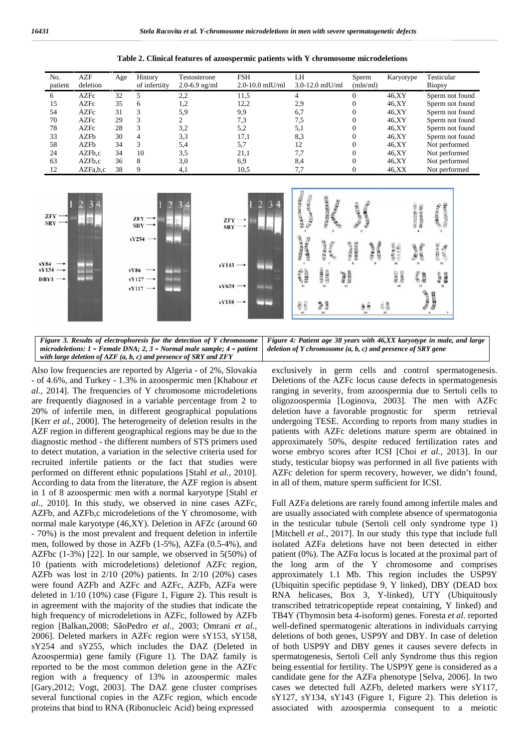**Table 2. Clinical features of azoospermic patients with Y chromosome microdeletions**

| No. patient | AZF deletion | Age | History of infertility | Testosterone 2.0-6.9 ng/ml | FSH 2.0-10.0 mIU/ml | LH 3.0-12.0 mIU/ml | Sperm (mln/ml) | Karyotype | Testicular Biopsy |
|---|---|---|---|---|---|---|---|---|---|
| 6 | AZFc | 32 | 5 | 2,2 | 11,5 | 4 | 0 | 46,XY | Sperm not found |
| 15 | AZFc | 35 | 6 | 1,2 | 12,2 | 2,9 | 0 | 46,XY | Sperm not found |
| 54 | AZFc | 31 | 3 | 5,9 | 9,9 | 6,7 | 0 | 46,XY | Sperm not found |
| 70 | AZFc | 29 | 3 | 2 | 7,3 | 7,5 | 0 | 46,XY | Sperm not found |
| 78 | AZFc | 28 | 3 | 3,2 | 5,2 | 5,1 | 0 | 46,XY | Sperm not found |
| 33 | AZFb | 30 | 4 | 3,3 | 17,1 | 8,3 | 0 | 46,XY | Sperm not found |
| 58 | AZFb | 34 | 3 | 5,4 | 5,7 | 12 | 0 | 46,XY | Not performed |
| 24 | AZFb,c | 34 | 10 | 3,5 | 21,1 | 7,7 | 0 | 46,XY | Not performed |
| 63 | AZFb,c | 36 | 8 | 3,0 | 6,9 | 8,4 | 0 | 46,XY | Not performed |
| 12 | AZFa,b,c | 38 | 9 | 4,1 | 10,5 | 7,7 | 0 | 46,XX | Not performed |

*Figure 3. Results of electrophoresis for the detection of Y chromosome microdeletions: 1 – Female DNA; 2, 3 – Normal male sample; 4 – patient with large deletion of AZF (a, b, c) and presence of SRY and ZFY*

*Figure 4: Patient age 38 years with 46,XX karyotype in male, and large deletion of Y chromosome (a, b, c) and presence of SRY gene*

Also low frequencies are reported by Algeria - of 2%, Slovakia - of 4.6%, and Turkey - 1.3% in azoospermic men [Khabour *et al.,* 2014]. The frequencies of Y chromosome microdeletions are frequently diagnosed in a variable percentage from 2 to 20% of infertile men, in different geographical populations [Kerr *et al.,* 2000]. The heterogeneity of deletion results in the AZF region in different geographical regions may be due to the diagnostic method - the different numbers of STS primers used to detect mutation, a variation in the selective criteria used for recruited infertile patients or the fact that studies were performed on different ethnic populations [Stahl *et al.,* 2010]. According to data from the literature, the AZF region is absent in 1 of 8 azoospermic men with a normal karyotype [Stahl *et al.,* 2010]. In this study, we observed in nine cases AZFc, AZFb, and AZFb,c microdeletions of the Y chromosome, with normal male karyotype (46,XY). Deletion in AFZc (around 60 - 70%) is the most prevalent and frequent deletion in infertile men, followed by those in AZFb (1-5%), AZFa (0.5-4%), and AZFbc (1-3%) [22]. In our sample, we observed in 5(50%) of 10 (patients with microdeletions) deletionof AZFc region, AZFb was lost in 2/10 (20%) patients. In 2/10 (20%) cases were found AZFb and AZFc and AZFc, AZFb, AZFa were deleted in 1/10 (10%) case (Figure 1, Figure 2). This result is in agreement with the majority of the studies that indicate the high frequency of microdeletions in AZFc, followed by AZFb region [Balkan,2008; SãoPedro *et al.,* 2003; Omrani *et al.,* 2006]. Deleted markers in AZFc region were sY153, sY158, sY254 and sY255, which includes the DAZ (Deleted in Azoospermia) gene family (Figure 1). The DAZ family is reported to be the most common deletion gene in the AZFc region with a frequency of 13% in azoospermic males [Gary,2012; Vogt, 2003]. The DAZ gene cluster comprises several functional copies in the AZFc region, which encode proteins that bind to RNA (Ribonucleic Acid) being expressed exclusively in germ cells and control spermatogenesis. Deletions of the AZFc locus cause defects in spermatogenesis ranging in severity, from azoospermia due to Sertoli cells to oligozoospermia [Loginova, 2003]. The men with AZFc deletion have a favorable prognostic for sperm retrieval undergoing TESE. According to reports from many studies in patients with AZFc deletions mature sperm are obtained in approximately 50%, despite reduced fertilization rates and worse embryo scores after ICSI [Choi *et al.,* 2013]. In our study, testicular biopsy was performed in all five patients with AZFc deletion for sperm recovery, however, we didn't found, in all of them, mature sperm sufficient for ICSI.

Full AZFa deletions are rarely found among infertile males and are usually associated with complete absence of spermatogonia in the testicular tubule (Sertoli cell only syndrome type 1) [Mitchell *et al.,* 2017]. In our study this type that include full isolated AZFa deletions have not been detected in either patient (0%). The AZFα locus is located at the proximal part of the long arm of the Y chromosome and comprises approximately 1.1 Mb. This region includes the USP9Y (Ubiquitin specific peptidase 9, Y linked), DBY (DEAD box RNA helicases, Box 3, Y-linked), UTY (Ubiquitously transcribed tetratricopeptide repeat containing, Y linked) and TB4Y (Thymosin beta 4-isoform) genes. Foresta *et al*. reported well-defined spermatogenic alterations in individuals carrying deletions of both genes, USP9Y and DBY. In case of deletion of both USP9Y and DBY genes it causes severe defects in spermatogenesis, Sertoli Cell anly Syndrome thus this region being essential for fertility. The USP9Y gene is considered as a candidate gene for the AZFa phenotype [Selva, 2006]. In two cases we detected full AZFb, deleted markers were sY117, sY127, sY134, sY143 (Figure 1, Figure 2). This deletion is associated with azoospermia consequent to a meiotic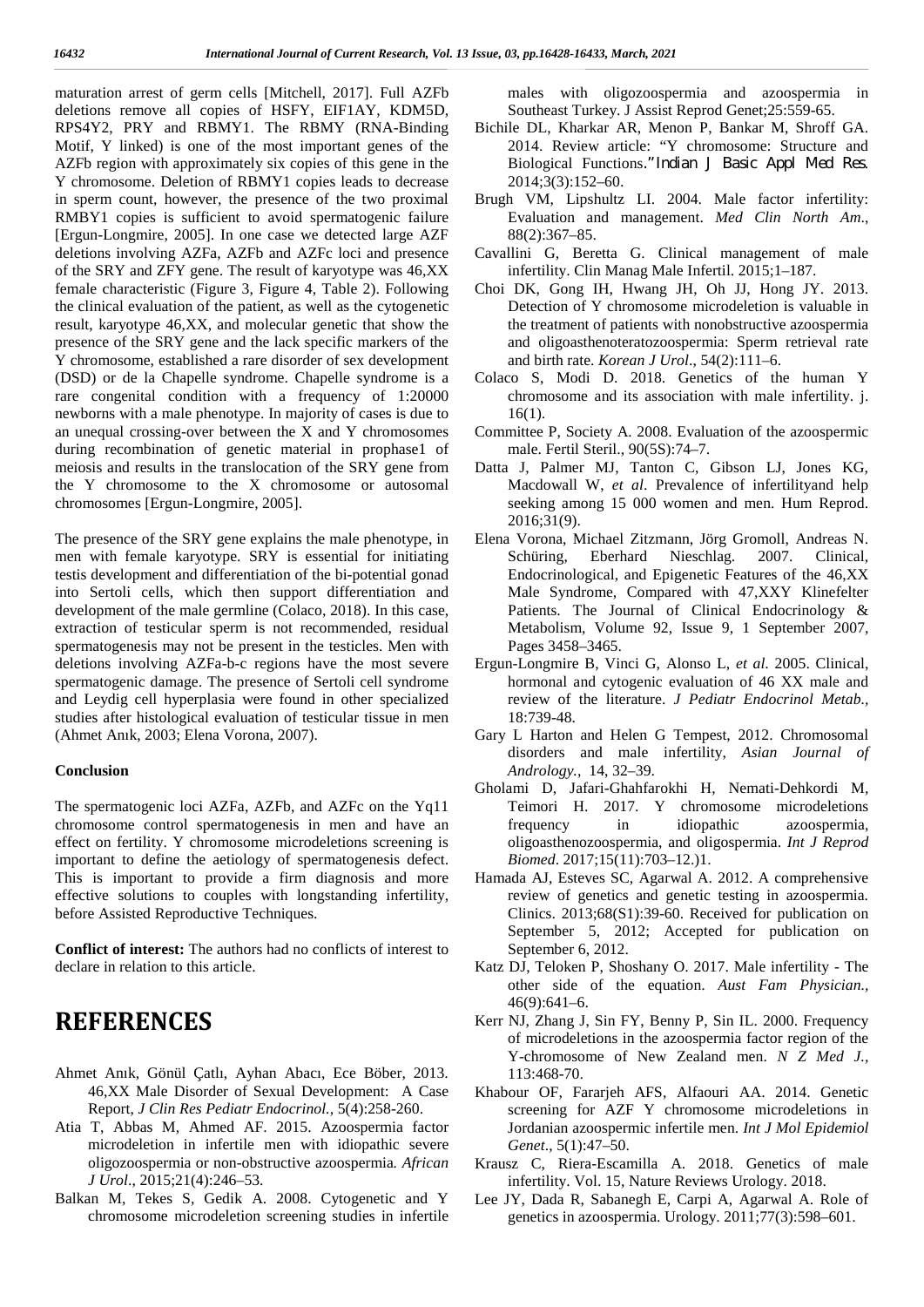maturation arrest of germ cells [Mitchell, 2017]. Full AZFb deletions remove all copies of HSFY, EIF1AY, KDM5D, RPS4Y2, PRY and RBMY1. The RBMY (RNA-Binding Motif, Y linked) is one of the most important genes of the AZFb region with approximately six copies of this gene in the Y chromosome. Deletion of RBMY1 copies leads to decrease in sperm count, however, the presence of the two proximal RMBY1 copies is sufficient to avoid spermatogenic failure [Ergun-Longmire, 2005]. In one case we detected large AZF deletions involving AZFa, AZFb and AZFc loci and presence of the SRY and ZFY gene. The result of karyotype was 46,XX female characteristic (Figure 3, Figure 4, Table 2). Following the clinical evaluation of the patient, as well as the cytogenetic result, karyotype 46,XX, and molecular genetic that show the presence of the SRY gene and the lack specific markers of the Y chromosome, established a rare disorder of sex development (DSD) or de la Chapelle syndrome. Chapelle syndrome is a rare congenital condition with a frequency of 1:20000 newborns with a male phenotype. In majority of cases is due to an unequal crossing-over between the X and Y chromosomes during recombination of genetic material in prophase1 of meiosis and results in the translocation of the SRY gene from the Y chromosome to the X chromosome or autosomal chromosomes [Ergun-Longmire, 2005].

The presence of the SRY gene explains the male phenotype, in men with female karyotype. SRY is essential for initiating testis development and differentiation of the bi-potential gonad into Sertoli cells, which then support differentiation and development of the male germline (Colaco, 2018). In this case, extraction of testicular sperm is not recommended, residual spermatogenesis may not be present in the testicles. Men with deletions involving AZFa-b-c regions have the most severe spermatogenic damage. The presence of Sertoli cell syndrome and Leydig cell hyperplasia were found in other specialized studies after histological evaluation of testicular tissue in men (Ahmet Anık, 2003; Elena Vorona, 2007).

### Conclusion

The spermatogenic loci AZFa, AZFb, and AZFc on the Yq11 chromosome control spermatogenesis in men and have an effect on fertility. Y chromosome microdeletions screening is important to define the aetiology of spermatogenesis defect. This is important to provide a firm diagnosis and more effective solutions to couples with longstanding infertility, before Assisted Reproductive Techniques.

**Conflict of interest:** The authors had no conflicts of interest to declare in relation to this article.

## REFERENCES

- Ahmet Anık, Gönül Çatlı, Ayhan Abacı, Ece Böber, 2013. 46,XX Male Disorder of Sexual Development: A Case Report, *J Clin Res Pediatr Endocrinol.,* 5(4):258-260.
- Atia T, Abbas M, Ahmed AF. 2015. Azoospermia factor microdeletion in infertile men with idiopathic severe oligozoospermia or non-obstructive azoospermia. *African J Urol*., 2015;21(4):246–53.
- Balkan M, Tekes S, Gedik A. 2008. Cytogenetic and Y chromosome microdeletion screening studies in infertile males with oligozoospermia and azoospermia in Southeast Turkey. J Assist Reprod Genet;25:559-65.
- Bichile DL, Kharkar AR, Menon P, Bankar M, Shroff GA. 2014. Review article: "Y chromosome: Structure and Biological Functions." Indian J Basic Appl Med Res. 2014;3(3):152–60.
- Brugh VM, Lipshultz LI. 2004. Male factor infertility: Evaluation and management. *Med Clin North Am*., 88(2):367–85.
- Cavallini G, Beretta G. Clinical management of male infertility. Clin Manag Male Infertil. 2015;1–187.
- Choi DK, Gong IH, Hwang JH, Oh JJ, Hong JY. 2013. Detection of Y chromosome microdeletion is valuable in the treatment of patients with nonobstructive azoospermia and oligoasthenoteratozoospermia: Sperm retrieval rate and birth rate. *Korean J Urol*., 54(2):111–6.
- Colaco S, Modi D. 2018. Genetics of the human Y chromosome and its association with male infertility. j. 16(1).
- Committee P, Society A. 2008. Evaluation of the azoospermic male. Fertil Steril., 90(5S):74–7.
- Datta J, Palmer MJ, Tanton C, Gibson LJ, Jones KG, Macdowall W, *et al*. Prevalence of infertilityand help seeking among 15 000 women and men. Hum Reprod. 2016;31(9).
- Elena Vorona, Michael Zitzmann, Jörg Gromoll, Andreas N. Schüring, Eberhard Nieschlag. 2007. Clinical, Endocrinological, and Epigenetic Features of the 46,XX Male Syndrome, Compared with 47,XXY Klinefelter Patients. The Journal of Clinical Endocrinology & Metabolism, Volume 92, Issue 9, 1 September 2007, Pages 3458–3465.
- Ergun-Longmire B, Vinci G, Alonso L, *et al*. 2005. Clinical, hormonal and cytogenic evaluation of 46 XX male and review of the literature. *J Pediatr Endocrinol Metab.*, 18:739-48.
- Gary L Harton and Helen G Tempest, 2012. Chromosomal disorders and male infertility, *Asian Journal of Andrology.,* 14, 32–39.
- Gholami D, Jafari-Ghahfarokhi H, Nemati-Dehkordi M, Teimori H. 2017. Y chromosome microdeletions frequency in idiopathic azoospermia, oligoasthenozoospermia, and oligospermia. *Int J Reprod Biomed*. 2017;15(11):703–12.)1.
- Hamada AJ, Esteves SC, Agarwal A. 2012. A comprehensive review of genetics and genetic testing in azoospermia. Clinics. 2013;68(S1):39-60. Received for publication on September 5, 2012; Accepted for publication on September 6, 2012.
- Katz DJ, Teloken P, Shoshany O. 2017. Male infertility - The other side of the equation. *Aust Fam Physician.,* 46(9):641–6.
- Kerr NJ, Zhang J, Sin FY, Benny P, Sin IL. 2000. Frequency of microdeletions in the azoospermia factor region of the Y-chromosome of New Zealand men. *N Z Med J.,* 113:468-70.
- Khabour OF, Fararjeh AFS, Alfaouri AA. 2014. Genetic screening for AZF Y chromosome microdeletions in Jordanian azoospermic infertile men. *Int J Mol Epidemiol Genet*., 5(1):47–50.
- Krausz C, Riera-Escamilla A. 2018. Genetics of male infertility. Vol. 15, Nature Reviews Urology. 2018.
- Lee JY, Dada R, Sabanegh E, Carpi A, Agarwal A. Role of genetics in azoospermia. Urology. 2011;77(3):598–601.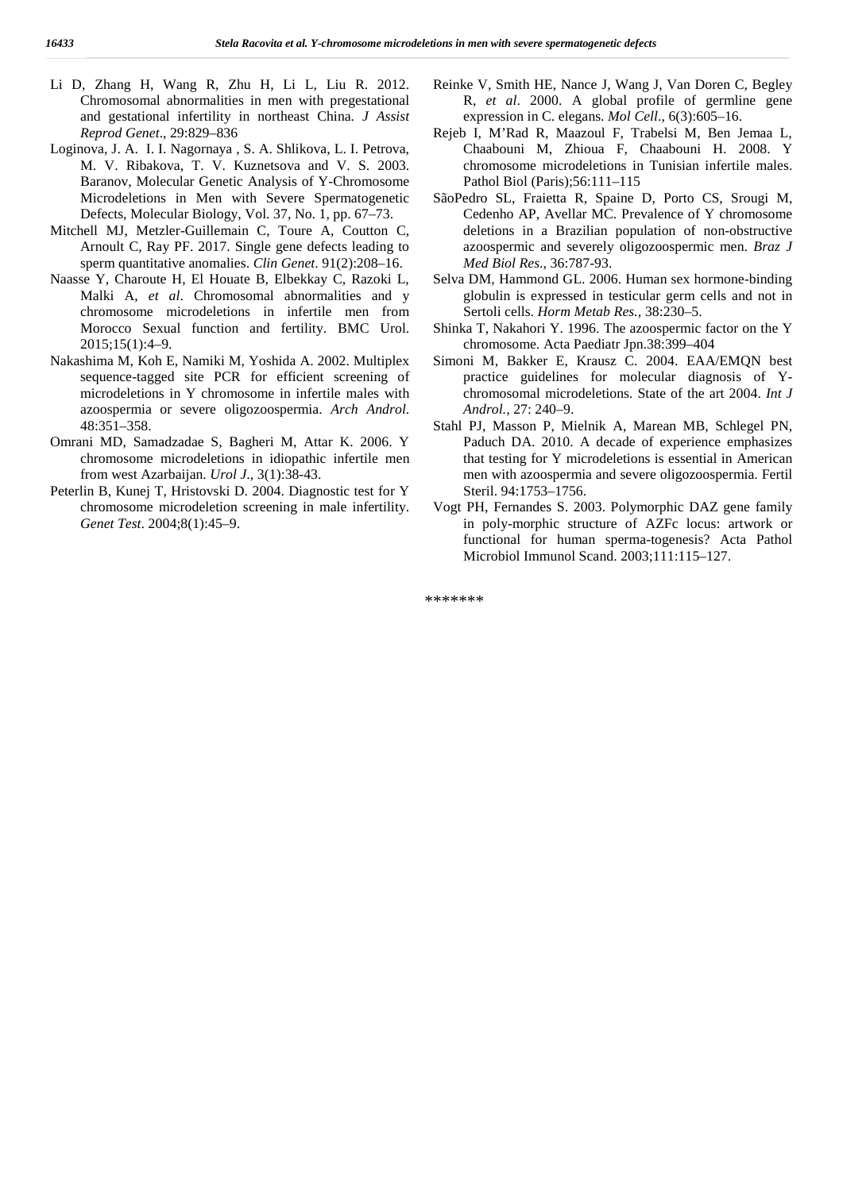Li D, Zhang H, Wang R, Zhu H, Li L, Liu R. 2012. Chromosomal abnormalities in men with pregestational and gestational infertility in northeast China. *J Assist Reprod Genet*., 29:829–836

Loginova, J. A. I. I. Nagornaya , S. A. Shlikova, L. I. Petrova, M. V. Ribakova, T. V. Kuznetsova and V. S. 2003. Baranov, Molecular Genetic Analysis of Y-Chromosome Microdeletions in Men with Severe Spermatogenetic Defects, Molecular Biology, Vol. 37, No. 1, pp. 67–73.

Mitchell MJ, Metzler-Guillemain C, Toure A, Coutton C, Arnoult C, Ray PF. 2017. Single gene defects leading to sperm quantitative anomalies. *Clin Genet*. 91(2):208–16.

Naasse Y, Charoute H, El Houate B, Elbekkay C, Razoki L, Malki A, *et al*. Chromosomal abnormalities and y chromosome microdeletions in infertile men from Morocco Sexual function and fertility. BMC Urol. 2015;15(1):4–9.

Nakashima M, Koh E, Namiki M, Yoshida A. 2002. Multiplex sequence-tagged site PCR for efficient screening of microdeletions in Y chromosome in infertile males with azoospermia or severe oligozoospermia. *Arch Androl*. 48:351–358.

Omrani MD, Samadzadae S, Bagheri M, Attar K. 2006. Y chromosome microdeletions in idiopathic infertile men from west Azarbaijan. *Urol J*., 3(1):38-43.

Peterlin B, Kunej T, Hristovski D. 2004. Diagnostic test for Y chromosome microdeletion screening in male infertility. *Genet Test*. 2004;8(1):45–9.

Reinke V, Smith HE, Nance J, Wang J, Van Doren C, Begley R, *et al*. 2000. A global profile of germline gene expression in C. elegans. *Mol Cell*., 6(3):605–16.

Rejeb I, M'Rad R, Maazoul F, Trabelsi M, Ben Jemaa L, Chaabouni M, Zhioua F, Chaabouni H. 2008. Y chromosome microdeletions in Tunisian infertile males. Pathol Biol (Paris);56:111–115

SãoPedro SL, Fraietta R, Spaine D, Porto CS, Srougi M, Cedenho AP, Avellar MC. Prevalence of Y chromosome deletions in a Brazilian population of non-obstructive azoospermic and severely oligozoospermic men. *Braz J Med Biol Res*., 36:787-93.

Selva DM, Hammond GL. 2006. Human sex hormone-binding globulin is expressed in testicular germ cells and not in Sertoli cells. *Horm Metab Res.*, 38:230–5.

Shinka T, Nakahori Y. 1996. The azoospermic factor on the Y chromosome. Acta Paediatr Jpn.38:399–404

Simoni M, Bakker E, Krausz C. 2004. EAA/EMQN best practice guidelines for molecular diagnosis of Y-chromosomal microdeletions. State of the art 2004. *Int J Androl.,* 27: 240–9.

Stahl PJ, Masson P, Mielnik A, Marean MB, Schlegel PN, Paduch DA. 2010. A decade of experience emphasizes that testing for Y microdeletions is essential in American men with azoospermia and severe oligozoospermia. Fertil Steril. 94:1753–1756.

Vogt PH, Fernandes S. 2003. Polymorphic DAZ gene family in poly-morphic structure of AZFc locus: artwork or functional for human sperma-togenesis? Acta Pathol Microbiol Immunol Scand. 2003;111:115–127.

*******